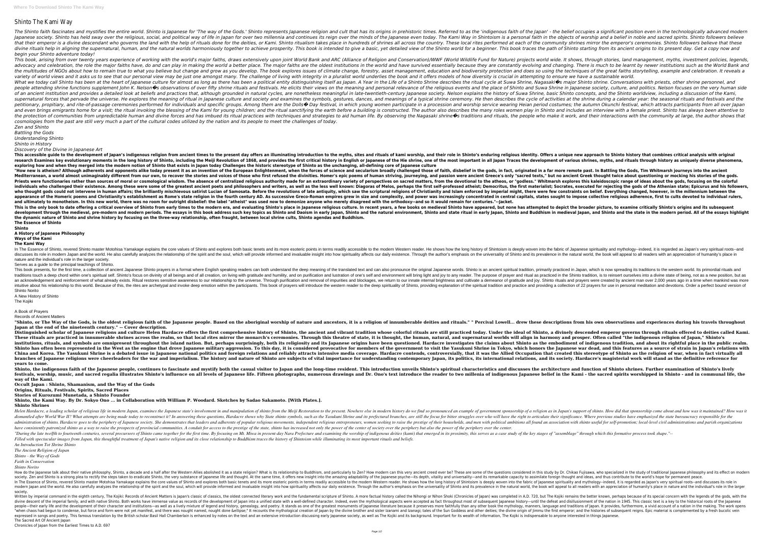# Shinto The Kami Way

*The Shinto faith fascinates and mystifies the entire world. Shinto is Japanese for 'The way of the Gods.' Shinto represents Japanese religion and cult that has its origins in prehistoric times. Referred to as the 'indigenous faith of the Japan' - the belief occupies a significant position even in the technologically advanced modern Japanese society. Shinto has held sway over the religious, social, and political way of life in Japan for over two millennia and continues its reign over the minds of the Japanese even today. The Kami Way in Shintoism is a personal faith in the objects of worship and a belief in noble and sacred spirits. Shinto followers believe that their emperor is a divine descendant who governs the land with the help of rituals done for the deities, or Kami. Shinto ritualism takes place in hundreds of shrines all across the country. These local rites performed at each of the community shrines mirror the emperor's ceremonies. Shinto followers believe that these divine rituals help in aligning the supernatural, human, and the natural worlds harmoniously together to achieve prosperity. This book is intended to give a basic, yet detailed view of the Shinto world for a beginner. This book traces the path of Shinto starting from its ancient origins to its present day. Get a copy now and begin your Shinto adventure today!*

*This book, arising from over twenty years experience of working with the world's major faiths, draws extensively upon joint World Bank and ARC (Alliance of Religion and Conservation)/WWF (World Wildlife Fund for Nature) projects world wide. It shows, through stories, land management, myths, investment policies, legends, advocacy and celebration, the role the major faiths have, do and can play in making the world a better place. The major faiths are the oldest institutions in the world and have survived essentially because they are constantly evolving and changing. There is much to be learnt by newer institutions such as the World Bank and the multitudes of NGOs about how to remain true to what you believe but change and grow as you develop. The book explores issues of climate change, forestry, asset management, education and biodiversity protection and does so using the techniques of the great faiths storytelling, example and celebration. It reveals a variety of world views and it asks us to see that our personal view may be just one amongst many. The challenge of living with integrity in a pluralist world underlies the book and it offers models of how diversity is crucial in attempting to ensure we have a sustainable world.*

*What we today call Shinto has been at the heart of Japanese culture for almost as long as there has been a political entity distinguishing itself as Japan. A Year in the Life of a Shinto Shrine describes the ritual cycle at Suwa Shrine, Nagasaki�s major Shinto shrine. Conversations with priests, other shrine personnel, and people attending shrine functions supplement John K. Nelson�s observations of over fifty shrine rituals and festivals. He elicits their views on the meaning and personal relevance of the religious events and the place of Shinto and Suwa Shrine in Japanese society, culture, and politics. Nelson focuses on the very human side of an ancient institution and provides a detailed look at beliefs and practices that, although grounded in natural cycles, are nonetheless meaningful in late-twentieth-century Japanese society. Nelson explains the history of Suwa Shrine, basic Shinto concepts, and the Shinto worldview, including a discussion of the Kami, supernatural forces that pervade the universe. He explores the meaning of ritual in Japanese culture and society and examines the symbols, gestures, dances, and meanings of a typical shrine ceremony. He then describes the cycle of activities at the shrine during a calendar year: the seasonal rituals and festivals and the petitionary, propitiary, and rite-of-passage ceremonies performed for individuals and specific groups. Among them are the Dolls� Day festival, in which young women participate in a procession and worship service wearing Heian period costumes; the autumn Okunchi festival, which attracts participants from all over Japan and even brings emigrants home for a visit; the ritual invoking the blessing of the Kami for young children; and the ritual sanctifying the earth before a building is constructed. The author also describes the many roles women play in Shinto and includes an interview with a female priest. Shinto has always been attentive to the protection of communities from unpredictable human and divine forces and has imbued its ritual practices with techniques and strategies to aid human life. By observing the Nagasaki shrine�s traditions and rituals, the people who make it work, and their interactions with the community at large, the author shows that cosmologies from the past are still very much a part of the cultural codes utilized by the nation and its people to meet the challenges of today.*

*Zen and Shinto*

*Battling the Gods*

*Understanding Shinto*

*Shinto in History*

*Discovery of the Divine in Japanese Art*

**This accessible guide to the development of Japan's indigenous religion from ancient times to the present day offers an illuminating introduction to the myths, sites and rituals of kami worship, and their role in Shinto's enduring religious identity. Offers a unique new approach to Shinto history that combines critical analysis with original research Examines key evolutionary moments in the long history of Shinto, including the Meiji Revolution of 1868, and provides the first critical history in English or Japanese of the Hie shrine, one of the most important in all Japan Traces the development of various shrines, myths, and rituals through history as uniquely diverse phenomena, exploring how and when they merged into the modern notion of Shinto that exists in Japan today Challenges the historic stereotype of Shinto as the unchanging, all-defining core of Japanese culture**

**"How new is atheism? Although adherents and opponents alike today present it as an invention of the European Enlightenment, when the forces of science and secularism broadly challenged those of faith, disbelief in the gods, in fact, originated in a far more remote past. In Battling the Gods, Tim Whitmarsh journeys into the ancient Mediterranean, a world almost unimaginably different from our own, to recover the stories and voices of those who first refused the divinities. Homer's epic poems of human striving, journeying, and passion were ancient Greece's only "sacred texts," but no ancient Greek thought twice about questioning or mocking his stories of the gods. Priests were functionaries rather than sources of moral or cosmological wisdom. The absence of centralized religious authority made for an extraordinary variety of perspectives on sacred matters, from the devotional to the atheos, or "godless." Whitmarsh explores this kaleidoscopic range of ideas about the gods, focusing on the colorful individuals who challenged their existence. Among these were some of the greatest ancient poets and philosophers and writers, as well as the less well known: Diagoras of Melos, perhaps the first self-professed atheist; Democritus, the first materialist; Socrates, executed for rejecting the gods of the Athenian state; Epicurus and his followers, who thought gods could not intervene in human affairs; the brilliantly mischievous satirist Lucian of Samosata. Before the revolutions of late antiquity, which saw the scriptural religions of Christianity and Islam enforced by imperial might, there were few constraints on belief. Everything changed, however, in the millennium between the appearance of the Homeric poems and Christianity's establishment as Rome's state religion in the fourth century AD. As successive Greco-Roman empires grew in size and complexity, and power was increasingly concentrated in central capitals, states sought to impose collective religious adherence, first to cults devoted to individual rulers, and ultimately to monotheism. In this new world, there was no room for outright disbelief: the label "atheist" was used now to demonize anyone who merely disagreed with the orthodoxy--and so it would remain for centuries."--Jacket.**

**This is the only book to date offering a critical overview of Shinto from early times to the modern era, and evaluating Shinto's place in Japanese religious culture. In recent years, a few books on medieval Shinto have appeared, but none has attempted to depict the broader picture, to examine critically Shinto's origins and its subsequent development through the medieval, pre-modern and modern periods. The essays in this book address such key topics as Shinto and Daoism in early Japan, Shinto and the natural environment, Shinto and state ritual in early Japan, Shinto and Buddhism in medieval Japan, and Shinto and the state in the modern period. All of the essays highlight the dynamic nature of Shinto and shrine history by focusing on the three-way relationship, often fraught, between local shrine cults, Shinto agendas and Buddhism.**

**The Essence of Shinto**

**Shinto**

**A History of Japanese Philosophy**

**Ways of the Kami**

**The Kami Way**

In The Essence of Shinto, revered Shinto master Motohisa Yamakage explains the core values of Shinto and explores both basic tenets and its more esoteric points in terms readily accessible to the modern Western reader. He shows how the long history of Shintoism is deeply woven into the fabric of Japanese spirituality and mythology--indeed, it is regarded as Japan's very spiritual roots--and discusses its role in modern Japan and the world. He also carefully analyzes the relationship of the spirit and the soul, which will provide informed and invaluable insight into how spirituality affects our daily existence. Through the author's emphasis on the universality of Shinto and its prevalence in the natural world, the book will appeal to all readers with an appreciation of humanity's place in nature and the individual's role in the larger society.

Serves as a guide to the principal teachings of Shinto.

This book presents, for the first time, a collection of ancient Japanese Shinto prayers in a format where English speaking readers can both understand the deep meaning of the translated text and can also pronounce the original Japanese words. Shinto is an ancient spiritual tradition, primarily practiced in Japan, which is now spreading its traditions to the western world. Its primordial rituals and traditions touch a deep chord within one's spiritual self. Shinto's focus on divinity of all beings and of all creation, on living with gratitude and humility, and on purification and lustration of one's self and environment will bring light and joy to any reader. The purpose of prayer and ritual as practiced in the Shinto tradition, is to reinsert ourselves into a divine state of being, not as a new position, but as an acknowledgement and reinforcement of what already exists. Ritual restores sensitive awareness to our relationship to the universe. Through purification and removal of impurities and blockages, we return to our innate internal brightness and cultivate a demeanor of gratitude and joy. Shinto rituals and prayers were created by ancient man over 2,000 years ago in a time when mankind was more intuitive about his relationship to this world. Because of this, the rites are archetypal and invoke deep emotion within the participants. This book of prayers will introduce the western reader to the deep spirituality of Shinto, providing explanation of the spiritual tradition and practice and providing a collection of 22 prayers for use in personal meditation and devotions. Order a perfect bound version of Shinto Norito

A New History of Shinto

The Kojiki

A Book of Prayers

Records of Ancient Matters

**"Shinto, or The Way of the Gods, is the oldest religious faith of the Japanese people. Based on the aboriginal worship of nature and ancestors, it is a religion of innumerable deities and rituals." " Percival Lowell... drew these descriptions from his own observations and experiences during his travels throughout Japan at the end of the nineteenth century." -- Cover description.**

**Distinguished scholar of Japanese religions and culture Helen Hardacre offers the first comprehensive history of Shinto, the ancient and vibrant tradition whose colorful rituals are still practiced today. Under the ideal of Shinto, a divinely descended emperor governs through rituals offered to deities called Kami. These rituals are practiced in innumerable shrines across the realm, so that local rites mirror the monarch's ceremonies. Through this theatre of state, it is thought, the human, natural, and supernatural worlds will align in harmony and prosper. Often called "the indigenous religion of Japan," Shinto's institutions, rituals, and symbols are omnipresent throughout the island nation. But, perhaps surprisingly, both its religiosity and its Japanese origins have been questioned. Hardacre investigates the claims about Shinto as the embodiment of indigenous tradition, and about its rightful place in the public realm. Shinto has often been represented in the West as the engine that drove Japanese military aggression. To this day, it is considered provocative for members of the government to visit the Yasukuni Shrine in Tokyo, which honors the Japanese war dead, and this features as a source of strain in Japan's relations with China and Korea. The Yasukuni Shrine is a debated issue in Japanese national politics and foreign relations and reliably attracts intensive media coverage. Hardacre contends, controversially, that it was the Allied Occupation that created this stereotype of Shinto as the religion of war, when in fact virtually all branches of Japanese religions were cheerleaders for the war and imperialism. The history and nature of Shinto are subjects of vital importance for understanding contemporary Japan, its politics, its international relations, and its society. Hardacre's magisterial work will stand as the definitive reference for years to come.**

**Shinto, the indigenous faith of the Japanese people, continues to fascinate and mystify both the casual visitor to Japan and the long-time resident. This introduction unveils Shinto's spiritual characteristics and discusses the architecture and function of Shinto shrines. Further examination of Shinto's lively festivals, worship, music, and sacred regalia illustrates Shinto's influence on all levels of Japanese life. Fifteen photographs, numerous drawings and Dr. Ono's text introduce the reader to two millenia of indigenous Japanese belief in the Kami - the sacred spirits worshipped in Shinto - and in communal life, the way of the Kami.**

**Occult Japan : Shinto, Shamanism, and the Way of the Gods**

**Origins, Rituals, Festivals, Spirits, Sacred Places**

**Stories of Kurozumi Munetada, a Shinto Founder**

**Shinto, the Kami Way. By Dr. Sokyo Ono ... in Collaboration with William P. Woodard. Sketches by Sadao Sakamoto. [With Plates.].**

**Shinto Shrines**

*Helen Hardacre, a leading scholar of religious life in modern Japan, examines the Japanese state's involvement in and manipulation of shinto from the Meiji Restoration to the present. Nowhere else in modern history do we find so pronounced an example of government sponsorship of a religion as in Japan's support of shinto. How did that sponsorship come about and how was it maintained? How was it dismantled after World War II? What attempts are being made today to reconstruct it? In answering these questions, Hardacre shows why State shinto symbols, such as the Yasukuni Shrine and its prefectural branches, are still the focus for bitter struggles over who will have the right to articulate their significance. Where previous studies have emphasized the state bureaucracy responsible for the administration of shinto, Hardacre goes to the periphery of Japanese society. She demonstrates that leaders and adherents of popular religious movements, independent religious entrepreneurs, women seeking to raise the prestige of their households, and men with political ambitions all found an association with shinto useful for self-promotion; local-level civil administrations and parish organizations have consistently patronized shinto as a way to raise the prospects of provincial communities. A conduit for access to the prestige of the state, shinto has increased not only the power of the center of society over the periphery but also the power of the periphery over the center.*

*"During the late twelfth to fourteenth centuries, several precursors of Shinto came together for the first time. By focusing on Mt. Miwa in present-day Nara Prefecture and examining the worship of indigenous deities (kami) that emerged in its proximity, this serves as a case study of the key stages of "assemblage" through which this formative process took shape."--Filled with spectacular images from Japan, this thoughtful treatment of Japan's native religion and its close relationship to Buddhism traces the history of Shintoism while illuminating its most important rituals and beliefs.*

*An Introduction Tot Shrine Shinto*

*The Ancient Religion of Japan*

*Shinto - the Way of Gods*

*Faith in Conservation*

*Shinto Norito*

How do the Japanese talk about their native philosophy, Shinto, a decade and a half after the Western Allies abolished it as a state religion? What is its relationship to Buddhism, and particularly to Zen? How modern can this very ancient creed ever be? These are some of the questions considered in this study by Dr. Chikao Fujisawa, who specialized in the study of traditional Japanese philosophy and its effect on modern society. Zen and Shinto is a strong plea to rectify the steps taken to eradicate Shinto, the very substance of Japanese life and thought. At the same time, it offers new insight into the amazing adaptability of the Japanese psyche—its depth, vitality and universality—and its remarkable capacity to assimilate foreign thought and ideas, and thus contribute to the world's hope for permanent peace.

In The Essence of Shinto, revered Shinto master Motohisa Yamakage explains the core values of Shinto and explores both basic tenets and its more esoteric points in terms readily accessible to the modern Western reader. He shows how the long history of Shintoism is deeply woven into the fabric of Japanese spirituality and mythology--indeed, it is regarded as Japan's very spiritual roots--and discusses its role in modern Japan and the world. He also carefully analyzes the relationship of the spirit and the soul, which will provide informed and invaluable insight into how spirituality affects our daily existence. Through the author's emphasis on the universality of Shinto and its prevalence in the natural world, the book will appeal to all readers with an appreciation of humanity's place in nature and the individual's role in the larger society.

Written by imperial command in the eighth century, The Kojiki: Records of Ancient Matters is Japan's classic of classics, the oldest connected literary work and the fundamental scripture of Shinto. A more factual history called the Nihongi or Nihon Shoki (Chronicles of Japan) was completed in A.D. 720, but The Kojiki remains the better known, perhaps because of its special concern with the legends of the gods, with the divine descent of the imperial family, and with native Shinto. Both works have immense value as records of the development of Japan into a unified state with a well-defined character. Indeed, even the mythological aspects were accepted as fact throughout most of subsequent Japanese history—until the defeat and disillusionment of the nation in 1945. This classic text is a key to the historical roots of the Japanese people—their early life and the development of their character and institutions—as well as a lively mixture of legend and history, genealogy, and poetry. It stands as one of the greatest monuments of Japanese literature because it preserves more faithfully than any other book the mythology, manners, language and traditions of Japan. It provides, furthermore, a vivid account of a nation in the making. The work opens "when chaos had begun to condense, but force and form were not yet manifest, and there was nought named, nought done &ellipse;" It recounts the mythological creation of Japan by the divine brother and sister Izanami and Izanagi; tales of the Sun Goddess and other deities; the divine origin of Jimmu the first emperor; and the histories of subsequent reigns. Epic material is complemented by a fresh bucolic vein expressed in songs and poetry. This famous translation by the British scholar Basil Hall Chamberlain is enhanced by notes on the text and an extensive introduction discussing early Japanese society, as well as The Kojiki and its background. Important for its wealth of information, The Kojiki is indispensable to anyone interested in things Japanese.

The Sacred Art Of Ancient Japan

Chronicles of Japan from the Earliest Times to A.D. 697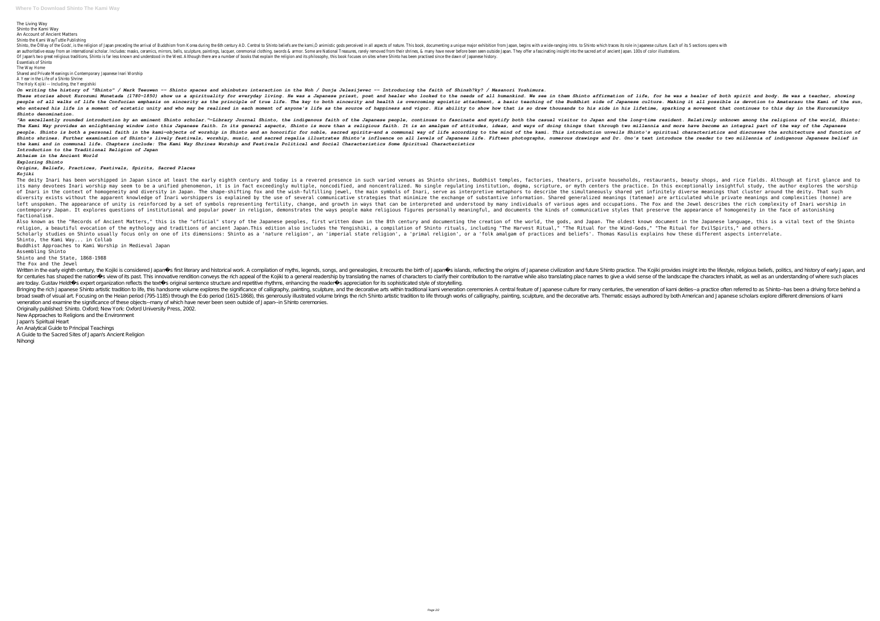The Living Way
Shinto the Kami Way
An Account of Ancient Matters
Shinto the Kami WayTuttle Publishing

Shinto, the ÔWay of the Gods', is the religion of Japan preceding the arrival of Buddhism from Korea during the 6th century AD. Central to Shinto beliefs are the kami,Ö animistic gods perceived in all aspects of nature. This book, documenting a unique major exhibition from Japan, begins with a wide-ranging intro. to Shinto which traces its role in Japanese culture. Each of its 5 sections opens with an authoritative essay from an international scholar. Includes: masks, ceramics, mirrors, bells, sculpture, paintings, lacquer, ceremonial clothing, swords & armor. Some are National Treasures, rarely removed from their shrines, & many have never before been seen outside Japan. They offer a fascinating insight into the sacred art of ancient Japan. 100s of color illustrations.

Of Japan's two great religious traditions, Shinto is far less known and understood in the West. Although there are a number of books that explain the religion and its philosophy, this book focuses on sites where Shinto has been practised since the dawn of Japanese history.

Essentials of Shinto
The Way Home
Shared and Private Meanings in Contemporary Japanese Inari Worship
A Year in the Life of a Shinto Shrine
The Holy Kojiki -- Including, the Yengishiki

*On writing the history of "Shinto" / Mark Teeuwen -- Shinto spaces and shinbutsu interaction in the Noh / Dunja Jelesijevec -- Introducing the faith of Shinsh?ky? / Masanori Yoshimura.*

*These stories about Kurozumi Munetada (1780-1850) show us a spirituality for everyday living. He was a Japanese priest, poet and healer who looked to the needs of all humankind. We see in them Shinto affirmation of life, for he was a healer of both spirit and body. He was a teacher, showing people of all walks of life the Confucian emphasis on sincerity as the principle of true life. The key to both sincerity and health is overcoming egoistic attachment, a basic teaching of the Buddhist side of Japanese culture. Making it all possible is devotion to Amaterasu the Kami of the sun, who entered his life in a moment of ecstatic unity and who may be realized in each moment of anyone's life as the source of happiness and vigor. His ability to show how that is so drew thousands to his side in his lifetime, sparking a movement that continues to this day in the Kurozumikyo Shinto denomination.*

*"An excellently rounded introduction by an eminent Shinto scholar."—Library Journal Shinto, the indigenous faith of the Japanese people, continues to fascinate and mystify both the casual visitor to Japan and the long-time resident. Relatively unknown among the religions of the world, Shinto: The Kami Way provides an enlightening window into this Japanese faith. In its general aspects, Shinto is more than a religious faith. It is an amalgam of attitudes, ideas, and ways of doing things that through two millennia and more have become an integral part of the way of the Japanese people. Shinto is both a personal faith in the kami—objects of worship in Shinto and an honorific for noble, sacred spirits—and a communal way of life according to the mind of the kami. This introduction unveils Shinto's spiritual characteristics and discusses the architecture and function of Shinto shrines. Further examination of Shinto's lively festivals, worship, music, and sacred regalia illustrates Shinto's influence on all levels of Japanese life. Fifteen photographs, numerous drawings and Dr. Ono's text introduce the reader to two millennia of indigenous Japanese belief in the kami and in communal life. Chapters include: The Kami Way Shrines Worship and Festivals Political and Social Characteristics Some Spiritual Characteristics*

*Introduction to the Traditional Religion of Japan*
*Atheism in the Ancient World*
*Exploring Shinto*
*Origins, Beliefs, Practices, Festivals, Spirits, Sacred Places*
*Kojiki*

The deity Inari has been worshipped in Japan since at least the early eighth century and today is a revered presence in such varied venues as Shinto shrines, Buddhist temples, factories, theaters, private households, restaurants, beauty shops, and rice fields. Although at first glance and to its many devotees Inari worship may seem to be a unified phenomenon, it is in fact exceedingly multiple, noncodified, and noncentralized. No single regulating institution, dogma, scripture, or myth centers the practice. In this exceptionally insightful study, the author explores the worship of Inari in the context of homogeneity and diversity in Japan. The shape-shifting fox and the wish-fulfilling jewel, the main symbols of Inari, serve as interpretive metaphors to describe the simultaneously shared yet infinitely diverse meanings that cluster around the deity. That such diversity exists without the apparent knowledge of Inari worshippers is explained by the use of several communicative strategies that minimize the exchange of substantive information. Shared generalized meanings (tatemae) are articulated while private meanings and complexities (honne) are left unspoken. The appearance of unity is reinforced by a set of symbols representing fertility, change, and growth in ways that can be interpreted and understood by many individuals of various ages and occupations. The Fox and the Jewel describes the rich complexity of Inari worship in contemporary Japan. It explores questions of institutional and popular power in religion, demonstrates the ways people make religious figures personally meaningful, and documents the kinds of communicative styles that preserve the appearance of homogeneity in the face of astonishing factionalism.

Also known as the "Records of Ancient Matters," this is the "official" story of the Japanese peoples, first written down in the 8th century and documenting the creation of the world, the gods, and Japan. The oldest known document in the Japanese language, this is a vital text of the Shinto religion, a beautiful evocation of the mythology and traditions of ancient Japan.This edition also includes the Yengishiki, a compilation of Shinto rituals, including "The Harvest Ritual," "The Ritual for the Wind-Gods," "The Ritual for EvilSpirits," and others.

Scholarly studies on Shinto usually focus only on one of its dimensions: Shinto as a 'nature religion', an 'imperial state religion', a 'primal religion', or a 'folk amalgam of practices and beliefs'. Thomas Kasulis explains how these different aspects interrelate.

Shinto, the Kami Way... in Collab
Buddhist Approaches to Kami Worship in Medieval Japan
Assembling Shinto
Shinto and the State, 1868-1988
The Fox and the Jewel

Written in the early eighth century, the Kojiki is considered Japan�s first literary and historical work. A compilation of myths, legends, songs, and genealogies, it recounts the birth of Japan�s islands, reflecting the origins of Japanese civilization and future Shinto practice. The Kojiki provides insight into the lifestyle, religious beliefs, politics, and history of early Japan, and for centuries has shaped the nation�s view of its past. This innovative rendition conveys the rich appeal of the Kojiki to a general readership by translating the names of characters to clarify their contribution to the narrative while also translating place names to give a vivid sense of the landscape the characters inhabit, as well as an understanding of where such places are today. Gustav Heldt�s expert organization reflects the text�s original sentence structure and repetitive rhythms, enhancing the reader�s appreciation for its sophisticated style of storytelling.

Bringing the rich Japanese Shinto artistic tradition to life, this handsome volume explores the significance of calligraphy, painting, sculpture, and the decorative arts within traditional kami veneration ceremonies A central feature of Japanese culture for many centuries, the veneration of kami deities--a practice often referred to as Shinto--has been a driving force behind a broad swath of visual art. Focusing on the Heian period (795-1185) through the Edo period (1615-1868), this generously illustrated volume brings the rich Shinto artistic tradition to life through works of calligraphy, painting, sculpture, and the decorative arts. Thematic essays authored by both American and Japanese scholars explore different dimensions of kami veneration and examine the significance of these objects--many of which have never been seen outside of Japan--in Shinto ceremonies.

Originally published: Shinto. Oxford; New York: Oxford University Press, 2002.

New Approaches to Religions and the Environment
Japan's Spiritual Heart
An Analytical Guide to Principal Teachings
A Guide to the Sacred Sites of Japan's Ancient Religion
Nihongi